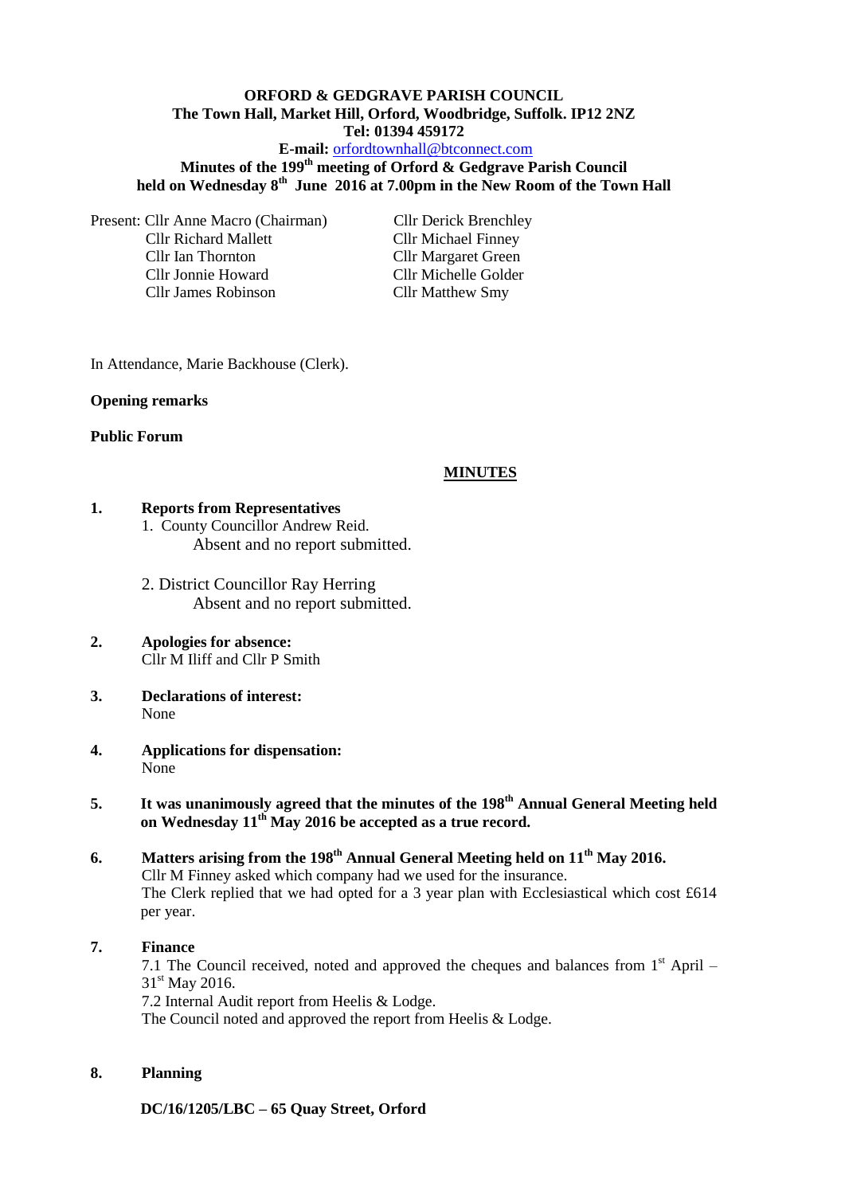**ORFORD & GEDGRAVE PARISH COUNCIL**
**The Town Hall, Market Hill, Orford, Woodbridge, Suffolk. IP12 2NZ**
**Tel: 01394 459172**
**E-mail:** orfordtownhall@btconnect.com

**Minutes of the 199th meeting of Orford & Gedgrave Parish Council held on Wednesday 8th June 2016 at 7.00pm in the New Room of the Town Hall**

Present: Cllr Anne Macro (Chairman)
Cllr Richard Mallett
Cllr Ian Thornton
Cllr Jonnie Howard
Cllr James Robinson
Cllr Derick Brenchley
Cllr Michael Finney
Cllr Margaret Green
Cllr Michelle Golder
Cllr Matthew Smy

In Attendance, Marie Backhouse (Clerk).

**Opening remarks**

**Public Forum**

**MINUTES**

**1. Reports from Representatives**

1. County Councillor Andrew Reid.
   Absent and no report submitted.

2. District Councillor Ray Herring
   Absent and no report submitted.

**2. Apologies for absence:**
Cllr M Iliff and Cllr P Smith

**3. Declarations of interest:**
None

**4. Applications for dispensation:**
None

**5. It was unanimously agreed that the minutes of the 198th Annual General Meeting held on Wednesday 11th May 2016 be accepted as a true record.**

**6. Matters arising from the 198th Annual General Meeting held on 11th May 2016.**
Cllr M Finney asked which company had we used for the insurance.
The Clerk replied that we had opted for a 3 year plan with Ecclesiastical which cost £614 per year.

**7. Finance**
7.1 The Council received, noted and approved the cheques and balances from 1st April – 31st May 2016.
7.2 Internal Audit report from Heelis & Lodge.
The Council noted and approved the report from Heelis & Lodge.

**8. Planning**

**DC/16/1205/LBC – 65 Quay Street, Orford**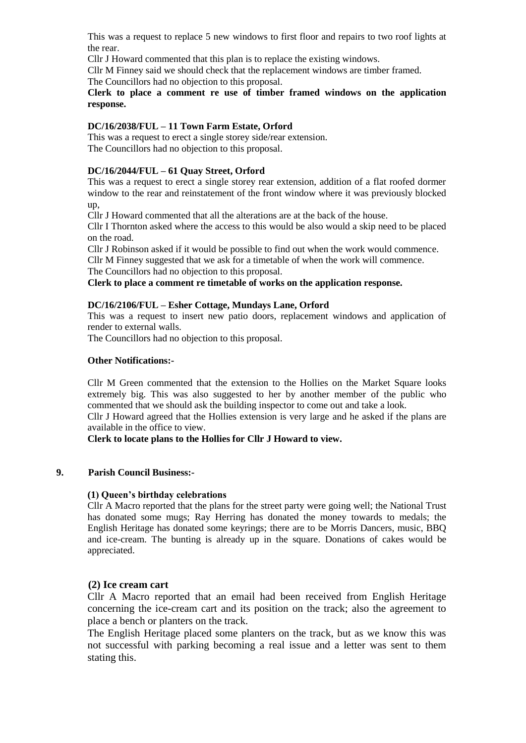This was a request to replace 5 new windows to first floor and repairs to two roof lights at the rear.

Cllr J Howard commented that this plan is to replace the existing windows.

Cllr M Finney said we should check that the replacement windows are timber framed.

The Councillors had no objection to this proposal.

**Clerk to place a comment re use of timber framed windows on the application response.**

**DC/16/2038/FUL – 11 Town Farm Estate, Orford**

This was a request to erect a single storey side/rear extension.

The Councillors had no objection to this proposal.

**DC/16/2044/FUL – 61 Quay Street, Orford**

This was a request to erect a single storey rear extension, addition of a flat roofed dormer window to the rear and reinstatement of the front window where it was previously blocked up,

Cllr J Howard commented that all the alterations are at the back of the house.

Cllr I Thornton asked where the access to this would be also would a skip need to be placed on the road.

Cllr J Robinson asked if it would be possible to find out when the work would commence.

Cllr M Finney suggested that we ask for a timetable of when the work will commence.

The Councillors had no objection to this proposal.

**Clerk to place a comment re timetable of works on the application response.**

**DC/16/2106/FUL – Esher Cottage, Mundays Lane, Orford**

This was a request to insert new patio doors, replacement windows and application of render to external walls.

The Councillors had no objection to this proposal.

**Other Notifications:-**

Cllr M Green commented that the extension to the Hollies on the Market Square looks extremely big. This was also suggested to her by another member of the public who commented that we should ask the building inspector to come out and take a look.

Cllr J Howard agreed that the Hollies extension is very large and he asked if the plans are available in the office to view.

**Clerk to locate plans to the Hollies for Cllr J Howard to view.**

**9. Parish Council Business:-**

**(1) Queen's birthday celebrations**

Cllr A Macro reported that the plans for the street party were going well; the National Trust has donated some mugs; Ray Herring has donated the money towards to medals; the English Heritage has donated some keyrings; there are to be Morris Dancers, music, BBQ and ice-cream. The bunting is already up in the square. Donations of cakes would be appreciated.

**(2) Ice cream cart**

Cllr A Macro reported that an email had been received from English Heritage concerning the ice-cream cart and its position on the track; also the agreement to place a bench or planters on the track.

The English Heritage placed some planters on the track, but as we know this was not successful with parking becoming a real issue and a letter was sent to them stating this.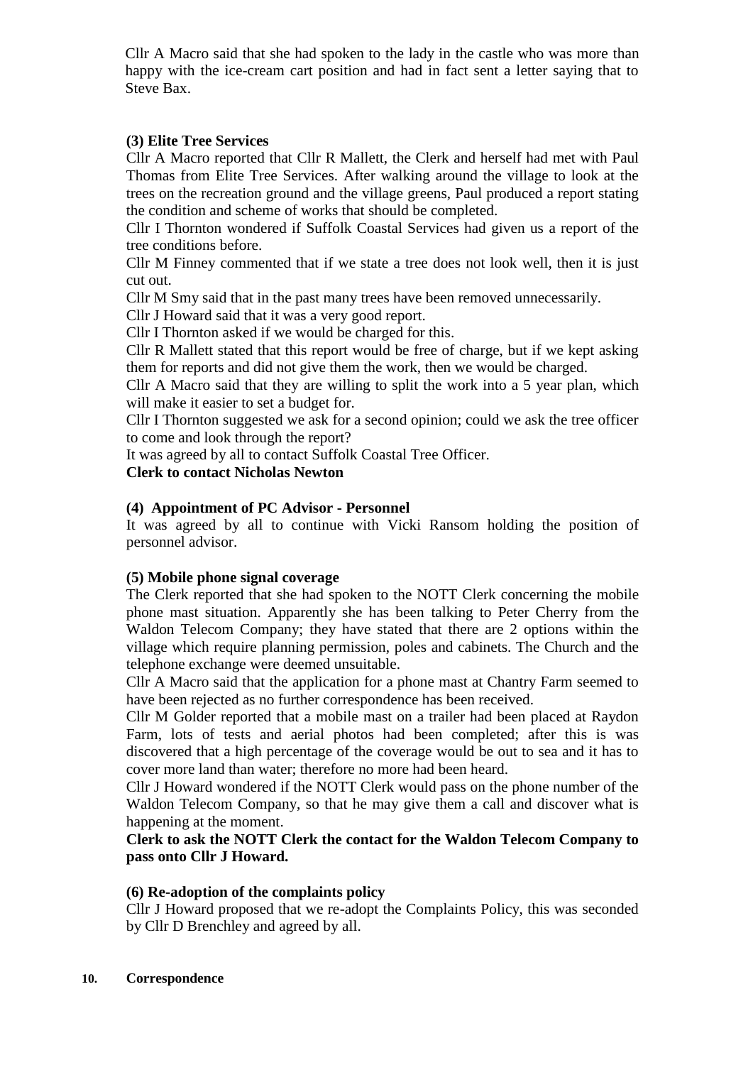Cllr A Macro said that she had spoken to the lady in the castle who was more than happy with the ice-cream cart position and had in fact sent a letter saying that to Steve Bax.

**(3) Elite Tree Services**

Cllr A Macro reported that Cllr R Mallett, the Clerk and herself had met with Paul Thomas from Elite Tree Services. After walking around the village to look at the trees on the recreation ground and the village greens, Paul produced a report stating the condition and scheme of works that should be completed.

Cllr I Thornton wondered if Suffolk Coastal Services had given us a report of the tree conditions before.

Cllr M Finney commented that if we state a tree does not look well, then it is just cut out.

Cllr M Smy said that in the past many trees have been removed unnecessarily.

Cllr J Howard said that it was a very good report.

Cllr I Thornton asked if we would be charged for this.

Cllr R Mallett stated that this report would be free of charge, but if we kept asking them for reports and did not give them the work, then we would be charged.

Cllr A Macro said that they are willing to split the work into a 5 year plan, which will make it easier to set a budget for.

Cllr I Thornton suggested we ask for a second opinion; could we ask the tree officer to come and look through the report?

It was agreed by all to contact Suffolk Coastal Tree Officer.

**Clerk to contact Nicholas Newton**

**(4) Appointment of PC Advisor - Personnel**

It was agreed by all to continue with Vicki Ransom holding the position of personnel advisor.

**(5) Mobile phone signal coverage**

The Clerk reported that she had spoken to the NOTT Clerk concerning the mobile phone mast situation. Apparently she has been talking to Peter Cherry from the Waldon Telecom Company; they have stated that there are 2 options within the village which require planning permission, poles and cabinets. The Church and the telephone exchange were deemed unsuitable.

Cllr A Macro said that the application for a phone mast at Chantry Farm seemed to have been rejected as no further correspondence has been received.

Cllr M Golder reported that a mobile mast on a trailer had been placed at Raydon Farm, lots of tests and aerial photos had been completed; after this is was discovered that a high percentage of the coverage would be out to sea and it has to cover more land than water; therefore no more had been heard.

Cllr J Howard wondered if the NOTT Clerk would pass on the phone number of the Waldon Telecom Company, so that he may give them a call and discover what is happening at the moment.

**Clerk to ask the NOTT Clerk the contact for the Waldon Telecom Company to pass onto Cllr J Howard.**

**(6) Re-adoption of the complaints policy**

Cllr J Howard proposed that we re-adopt the Complaints Policy, this was seconded by Cllr D Brenchley and agreed by all.

**10. Correspondence**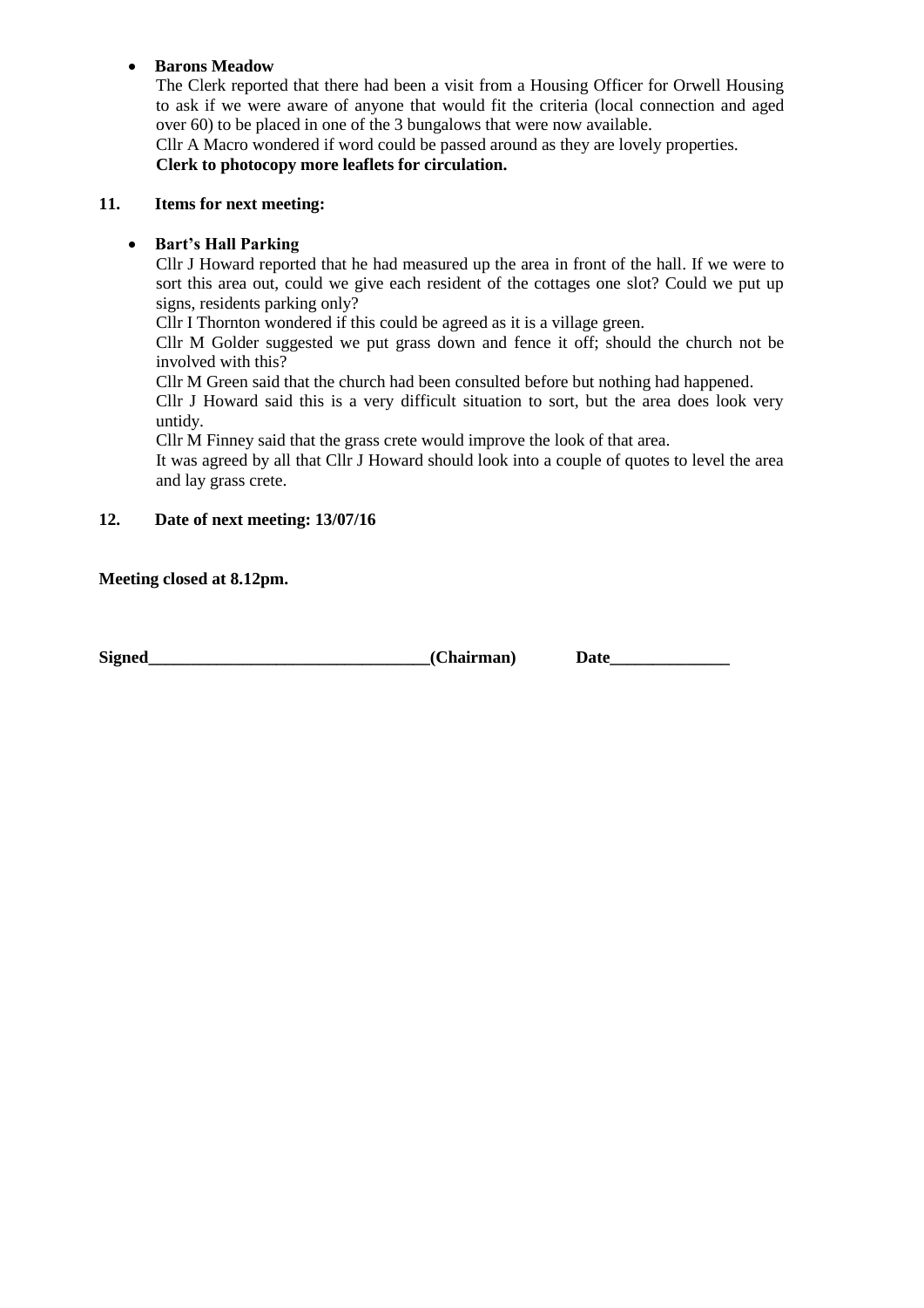- **Barons Meadow**

  The Clerk reported that there had been a visit from a Housing Officer for Orwell Housing to ask if we were aware of anyone that would fit the criteria (local connection and aged over 60) to be placed in one of the 3 bungalows that were now available.

  Cllr A Macro wondered if word could be passed around as they are lovely properties.

  **Clerk to photocopy more leaflets for circulation.**

## 11. Items for next meeting:

- **Bart's Hall Parking**

  Cllr J Howard reported that he had measured up the area in front of the hall. If we were to sort this area out, could we give each resident of the cottages one slot? Could we put up signs, residents parking only?

  Cllr I Thornton wondered if this could be agreed as it is a village green.

  Cllr M Golder suggested we put grass down and fence it off; should the church not be involved with this?

  Cllr M Green said that the church had been consulted before but nothing had happened.

  Cllr J Howard said this is a very difficult situation to sort, but the area does look very untidy.

  Cllr M Finney said that the grass crete would improve the look of that area.

  It was agreed by all that Cllr J Howard should look into a couple of quotes to level the area and lay grass crete.

## 12. Date of next meeting: 13/07/16

**Meeting closed at 8.12pm.**

**Signed_________________________________(Chairman) Date______________**